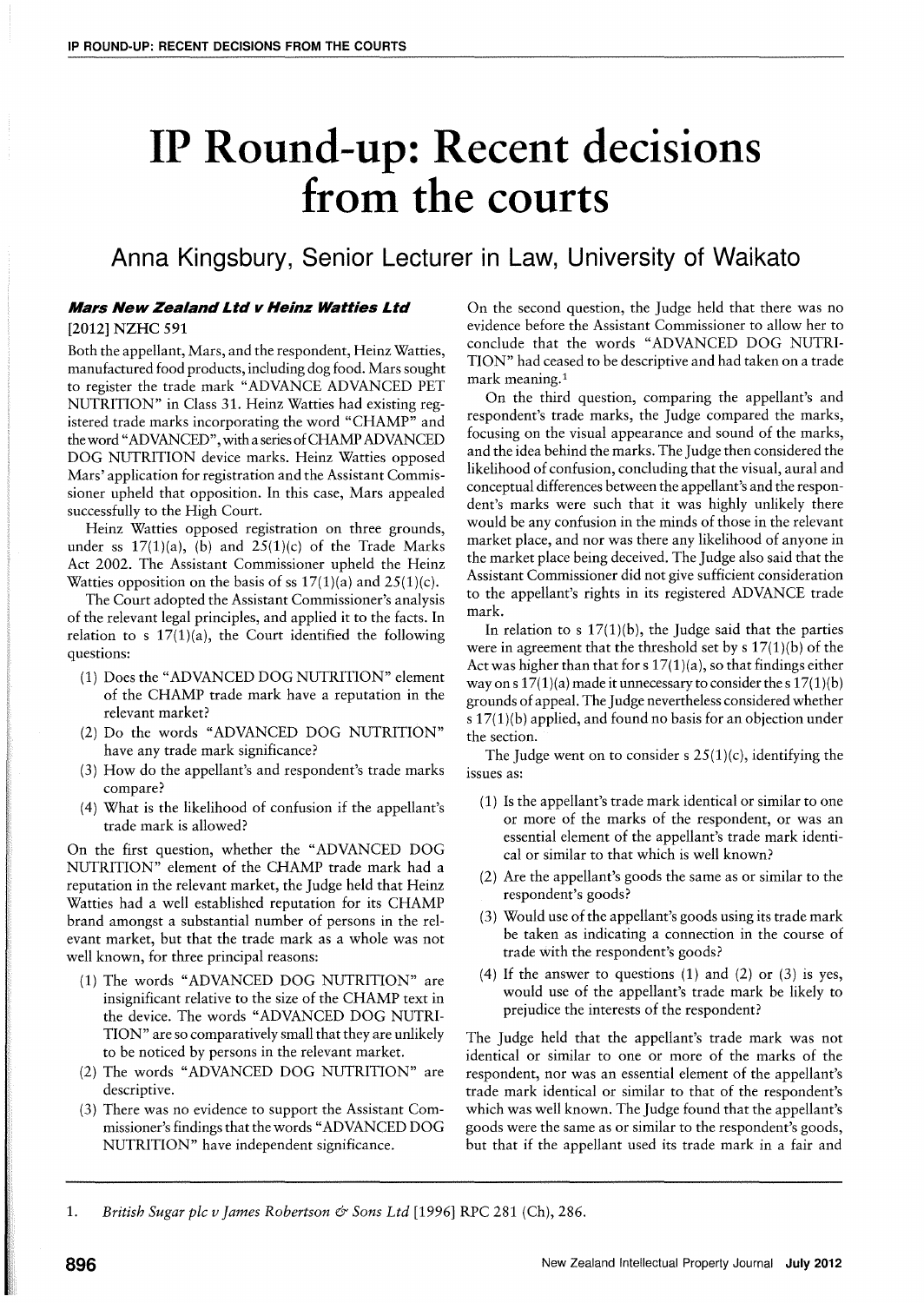# IP Round-up: Recent decisions from the courts

## Anna Kingsbury, Senior Lecturer in Law, University of Waikato

### *Mars New Zealand Ltd v Heinz Watties Ltd*

[2012] NZHC 591

Both the appellant, Mars, and the respondent, Heinz Watties, manufactured food products, including dog food. Mars sought to register the trade mark "ADVANCE ADVANCED PET NUTRITION" in Class 31. Heinz Watties had existing registered trade marks incorporating the word "CHAMP" and the word "ADVANCED", with a series of CHAMP ADVANCED DOG NUTRITION device marks. Heinz Watties opposed Mars' application for registration and the Assistant Commissioner upheld that opposition. In this case, Mars appealed successfully to the High Court.

Heinz Watties opposed registration on three grounds, under ss 17(1)(a), (b) and 25(1)(c) of the Trade Marks Act 2002. The Assistant Commissioner upheld the Heinz Watties opposition on the basis of ss 17(1)(a) and 25(1)(c).

The Court adopted the Assistant Commissioner's analysis of the relevant legal principles, and applied it to the facts. In relation to s 17(1)(a), the Court identified the following questions:

(1) Does the "ADVANCED DOG NUTRITION" element of the CHAMP trade mark have a reputation in the relevant market?
(2) Do the words "ADVANCED DOG NUTRITION" have any trade mark significance?
(3) How do the appellant's and respondent's trade marks compare?
(4) What is the likelihood of confusion if the appellant's trade mark is allowed?

On the first question, whether the "ADVANCED DOG NUTRITION" element of the CHAMP trade mark had a reputation in the relevant market, the Judge held that Heinz Watties had a well established reputation for its CHAMP brand amongst a substantial number of persons in the relevant market, but that the trade mark as a whole was not well known, for three principal reasons:

(1) The words "ADVANCED DOG NUTRITION" are insignificant relative to the size of the CHAMP text in the device. The words "ADVANCED DOG NUTRITION" are so comparatively small that they are unlikely to be noticed by persons in the relevant market.
(2) The words "ADVANCED DOG NUTRITION" are descriptive.
(3) There was no evidence to support the Assistant Commissioner's findings that the words "ADVANCED DOG NUTRITION" have independent significance.

On the second question, the Judge held that there was no evidence before the Assistant Commissioner to allow her to conclude that the words "ADVANCED DOG NUTRITION" had ceased to be descriptive and had taken on a trade mark meaning.[1]

On the third question, comparing the appellant's and respondent's trade marks, the Judge compared the marks, focusing on the visual appearance and sound of the marks, and the idea behind the marks. The Judge then considered the likelihood of confusion, concluding that the visual, aural and conceptual differences between the appellant's and the respondent's marks were such that it was highly unlikely there would be any confusion in the minds of those in the relevant market place, and nor was there any likelihood of anyone in the market place being deceived. The Judge also said that the Assistant Commissioner did not give sufficient consideration to the appellant's rights in its registered ADVANCE trade mark.

In relation to s 17(1)(b), the Judge said that the parties were in agreement that the threshold set by s 17(1)(b) of the Act was higher than that for s 17(1)(a), so that findings either way on s 17(1)(a) made it unnecessary to consider the s 17(1)(b) grounds of appeal. The Judge nevertheless considered whether s 17(1)(b) applied, and found no basis for an objection under the section.

The Judge went on to consider s 25(1)(c), identifying the issues as:

(1) Is the appellant's trade mark identical or similar to one or more of the marks of the respondent, or was an essential element of the appellant's trade mark identical or similar to that which is well known?
(2) Are the appellant's goods the same as or similar to the respondent's goods?
(3) Would use of the appellant's goods using its trade mark be taken as indicating a connection in the course of trade with the respondent's goods?
(4) If the answer to questions (1) and (2) or (3) is yes, would use of the appellant's trade mark be likely to prejudice the interests of the respondent?

The Judge held that the appellant's trade mark was not identical or similar to one or more of the marks of the respondent, nor was an essential element of the appellant's trade mark identical or similar to that of the respondent's which was well known. The Judge found that the appellant's goods were the same as or similar to the respondent's goods, but that if the appellant used its trade mark in a fair and

1. *British Sugar plc v James Robertson & Sons Ltd* [1996] RPC 281 (Ch), 286.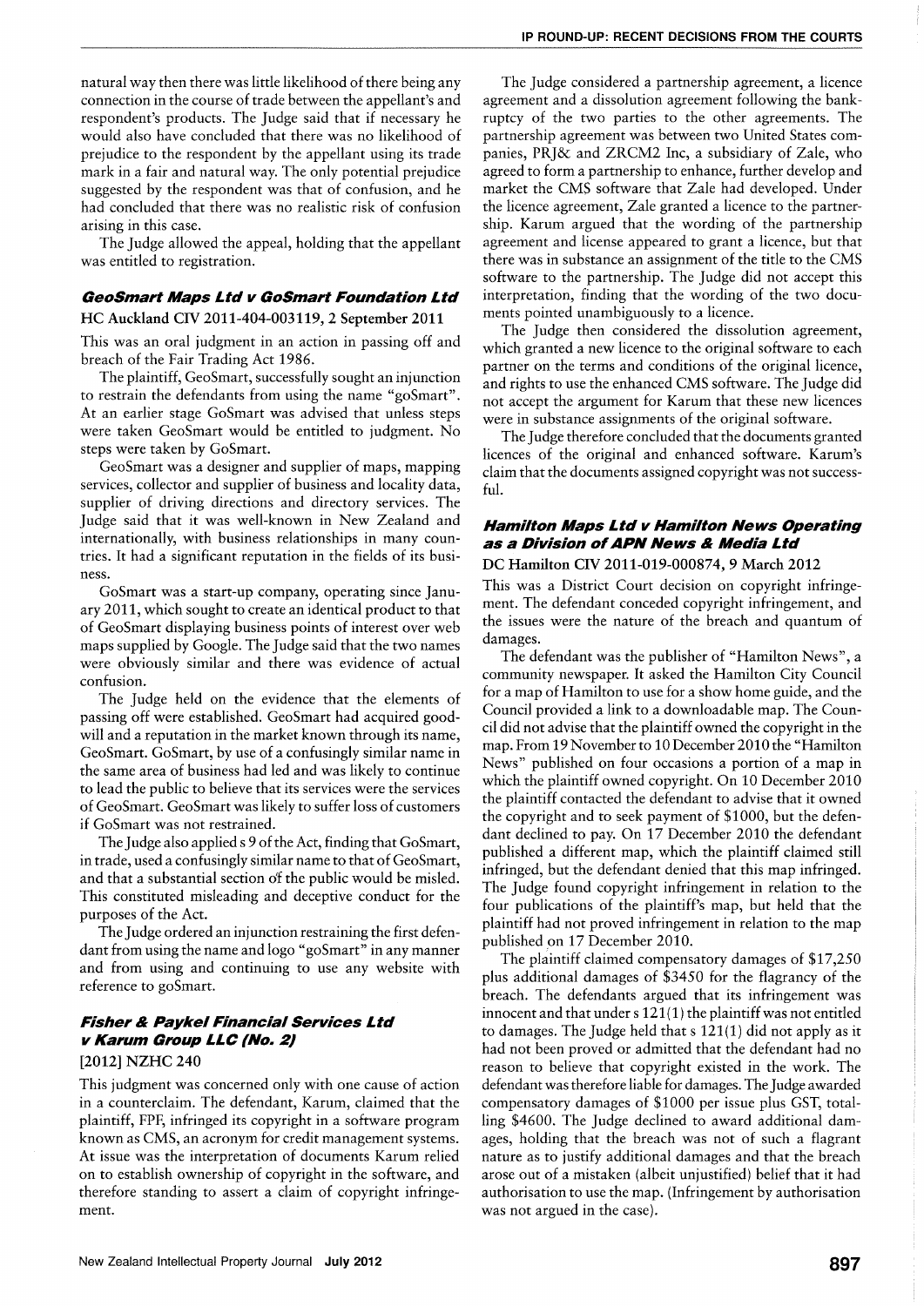natural way then there was little likelihood of there being any connection in the course of trade between the appellant's and respondent's products. The Judge said that if necessary he would also have concluded that there was no likelihood of prejudice to the respondent by the appellant using its trade mark in a fair and natural way. The only potential prejudice suggested by the respondent was that of confusion, and he had concluded that there was no realistic risk of confusion arising in this case.

The Judge allowed the appeal, holding that the appellant was entitled to registration.

### *GeoSmart Maps Ltd v GoSmart Foundation Ltd*

**HC Auckland CIV 2011-404-003119, 2 September 2011**

This was an oral judgment in an action in passing off and breach of the Fair Trading Act 1986.

The plaintiff, GeoSmart, successfully sought an injunction to restrain the defendants from using the name "goSmart". At an earlier stage GoSmart was advised that unless steps were taken GeoSmart would be entitled to judgment. No steps were taken by GoSmart.

GeoSmart was a designer and supplier of maps, mapping services, collector and supplier of business and locality data, supplier of driving directions and directory services. The Judge said that it was well-known in New Zealand and internationally, with business relationships in many countries. It had a significant reputation in the fields of its business.

GoSmart was a start-up company, operating since January 2011, which sought to create an identical product to that of GeoSmart displaying business points of interest over web maps supplied by Google. The Judge said that the two names were obviously similar and there was evidence of actual confusion.

The Judge held on the evidence that the elements of passing off were established. GeoSmart had acquired goodwill and a reputation in the market known through its name, GeoSmart. GoSmart, by use of a confusingly similar name in the same area of business had led and was likely to continue to lead the public to believe that its services were the services of GeoSmart. GeoSmart was likely to suffer loss of customers if GoSmart was not restrained.

The Judge also applied s 9 of the Act, finding that GoSmart, in trade, used a confusingly similar name to that of GeoSmart, and that a substantial section of the public would be misled. This constituted misleading and deceptive conduct for the purposes of the Act.

The Judge ordered an injunction restraining the first defendant from using the name and logo "goSmart" in any manner and from using and continuing to use any website with reference to goSmart.

### *Fisher & Paykel Financial Services Ltd v Karum Group LLC (No. 2)*

**[2012] NZHC 240**

This judgment was concerned only with one cause of action in a counterclaim. The defendant, Karum, claimed that the plaintiff, FPF, infringed its copyright in a software program known as CMS, an acronym for credit management systems. At issue was the interpretation of documents Karum relied on to establish ownership of copyright in the software, and therefore standing to assert a claim of copyright infringement.

The Judge considered a partnership agreement, a licence agreement and a dissolution agreement following the bankruptcy of the two parties to the other agreements. The partnership agreement was between two United States companies, PRJ& and ZRCM2 Inc, a subsidiary of Zale, who agreed to form a partnership to enhance, further develop and market the CMS software that Zale had developed. Under the licence agreement, Zale granted a licence to the partnership. Karum argued that the wording of the partnership agreement and license appeared to grant a licence, but that there was in substance an assignment of the title to the CMS software to the partnership. The Judge did not accept this interpretation, finding that the wording of the two documents pointed unambiguously to a licence.

The Judge then considered the dissolution agreement, which granted a new licence to the original software to each partner on the terms and conditions of the original licence, and rights to use the enhanced CMS software. The Judge did not accept the argument for Karum that these new licences were in substance assignments of the original software.

The Judge therefore concluded that the documents granted licences of the original and enhanced software. Karum's claim that the documents assigned copyright was not successful.

### *Hamilton Maps Ltd v Hamilton News Operating as a Division of APN News & Media Ltd*

**DC Hamilton CIV 2011-019-000874, 9 March 2012**

This was a District Court decision on copyright infringement. The defendant conceded copyright infringement, and the issues were the nature of the breach and quantum of damages.

The defendant was the publisher of "Hamilton News", a community newspaper. It asked the Hamilton City Council for a map of Hamilton to use for a show home guide, and the Council provided a link to a downloadable map. The Council did not advise that the plaintiff owned the copyright in the map. From 19 November to 10 December 2010 the "Hamilton News" published on four occasions a portion of a map in which the plaintiff owned copyright. On 10 December 2010 the plaintiff contacted the defendant to advise that it owned the copyright and to seek payment of $1000, but the defendant declined to pay. On 17 December 2010 the defendant published a different map, which the plaintiff claimed still infringed, but the defendant denied that this map infringed. The Judge found copyright infringement in relation to the four publications of the plaintiff's map, but held that the plaintiff had not proved infringement in relation to the map published on 17 December 2010.

The plaintiff claimed compensatory damages of $17,250 plus additional damages of $3450 for the flagrancy of the breach. The defendants argued that its infringement was innocent and that under s 121(1) the plaintiff was not entitled to damages. The Judge held that s 121(1) did not apply as it had not been proved or admitted that the defendant had no reason to believe that copyright existed in the work. The defendant was therefore liable for damages. The Judge awarded compensatory damages of $1000 per issue plus GST, totalling $4600. The Judge declined to award additional damages, holding that the breach was not of such a flagrant nature as to justify additional damages and that the breach arose out of a mistaken (albeit unjustified) belief that it had authorisation to use the map. (Infringement by authorisation was not argued in the case).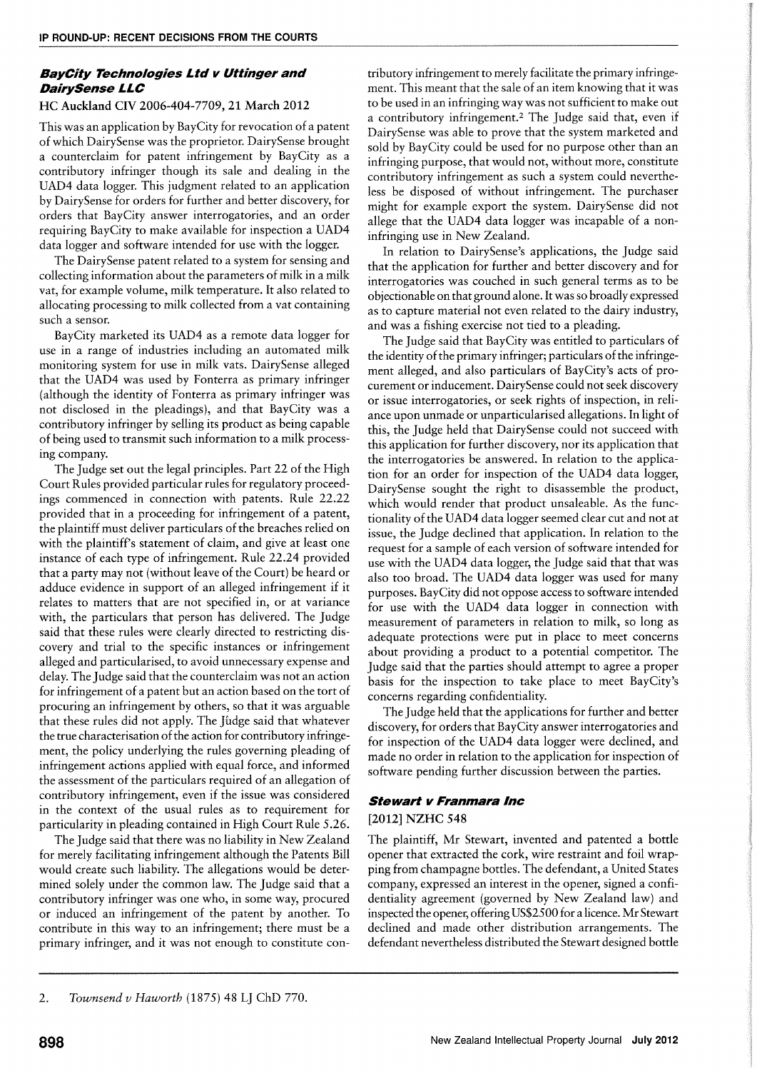### *BayCity Technologies Ltd v Uttinger and DairySense LLC*

**HC Auckland CIV 2006-404-7709, 21 March 2012**

This was an application by BayCity for revocation of a patent of which DairySense was the proprietor. DairySense brought a counterclaim for patent infringement by BayCity as a contributory infringer though its sale and dealing in the UAD4 data logger. This judgment related to an application by DairySense for orders for further and better discovery, for orders that BayCity answer interrogatories, and an order requiring BayCity to make available for inspection a UAD4 data logger and software intended for use with the logger.

The DairySense patent related to a system for sensing and collecting information about the parameters of milk in a milk vat, for example volume, milk temperature. It also related to allocating processing to milk collected from a vat containing such a sensor.

BayCity marketed its UAD4 as a remote data logger for use in a range of industries including an automated milk monitoring system for use in milk vats. DairySense alleged that the UAD4 was used by Fonterra as primary infringer (although the identity of Fonterra as primary infringer was not disclosed in the pleadings), and that BayCity was a contributory infringer by selling its product as being capable of being used to transmit such information to a milk processing company.

The Judge set out the legal principles. Part 22 of the High Court Rules provided particular rules for regulatory proceedings commenced in connection with patents. Rule 22.22 provided that in a proceeding for infringement of a patent, the plaintiff must deliver particulars of the breaches relied on with the plaintiff's statement of claim, and give at least one instance of each type of infringement. Rule 22.24 provided that a party may not (without leave of the Court) be heard or adduce evidence in support of an alleged infringement if it relates to matters that are not specified in, or at variance with, the particulars that person has delivered. The Judge said that these rules were clearly directed to restricting discovery and trial to the specific instances or infringement alleged and particularised, to avoid unnecessary expense and delay. The Judge said that the counterclaim was not an action for infringement of a patent but an action based on the tort of procuring an infringement by others, so that it was arguable that these rules did not apply. The Júdge said that whatever the true characterisation of the action for contributory infringement, the policy underlying the rules governing pleading of infringement actions applied with equal force, and informed the assessment of the particulars required of an allegation of contributory infringement, even if the issue was considered in the context of the usual rules as to requirement for particularity in pleading contained in High Court Rule 5.26.

The Judge said that there was no liability in New Zealand for merely facilitating infringement although the Patents Bill would create such liability. The allegations would be determined solely under the common law. The Judge said that a contributory infringer was one who, in some way, procured or induced an infringement of the patent by another. To contribute in this way to an infringement; there must be a primary infringer, and it was not enough to constitute contributory infringement to merely facilitate the primary infringement. This meant that the sale of an item knowing that it was to be used in an infringing way was not sufficient to make out a contributory infringement.[2] The Judge said that, even if DairySense was able to prove that the system marketed and sold by BayCity could be used for no purpose other than an infringing purpose, that would not, without more, constitute contributory infringement as such a system could nevertheless be disposed of without infringement. The purchaser might for example export the system. DairySense did not allege that the UAD4 data logger was incapable of a non-infringing use in New Zealand.

In relation to DairySense's applications, the Judge said that the application for further and better discovery and for interrogatories was couched in such general terms as to be objectionable on that ground alone. It was so broadly expressed as to capture material not even related to the dairy industry, and was a fishing exercise not tied to a pleading.

The Judge said that BayCity was entitled to particulars of the identity of the primary infringer; particulars of the infringement alleged, and also particulars of BayCity's acts of procurement or inducement. DairySense could not seek discovery or issue interrogatories, or seek rights of inspection, in reliance upon unmade or unparticularised allegations. In light of this, the Judge held that DairySense could not succeed with this application for further discovery, nor its application that the interrogatories be answered. In relation to the application for an order for inspection of the UAD4 data logger, DairySense sought the right to disassemble the product, which would render that product unsaleable. As the functionality of the UAD4 data logger seemed clear cut and not at issue, the Judge declined that application. In relation to the request for a sample of each version of software intended for use with the UAD4 data logger, the Judge said that that was also too broad. The UAD4 data logger was used for many purposes. BayCity did not oppose access to software intended for use with the UAD4 data logger in connection with measurement of parameters in relation to milk, so long as adequate protections were put in place to meet concerns about providing a product to a potential competitor. The Judge said that the parties should attempt to agree a proper basis for the inspection to take place to meet BayCity's concerns regarding confidentiality.

The Judge held that the applications for further and better discovery, for orders that BayCity answer interrogatories and for inspection of the UAD4 data logger were declined, and made no order in relation to the application for inspection of software pending further discussion between the parties.

### *Stewart v Franmara Inc*

**[2012] NZHC 548**

The plaintiff, Mr Stewart, invented and patented a bottle opener that extracted the cork, wire restraint and foil wrapping from champagne bottles. The defendant, a United States company, expressed an interest in the opener, signed a confidentiality agreement (governed by New Zealand law) and inspected the opener, offering US$2500 for a licence. Mr Stewart declined and made other distribution arrangements. The defendant nevertheless distributed the Stewart designed bottle

---

2. *Townsend v Haworth* (1875) 48 LJ ChD 770.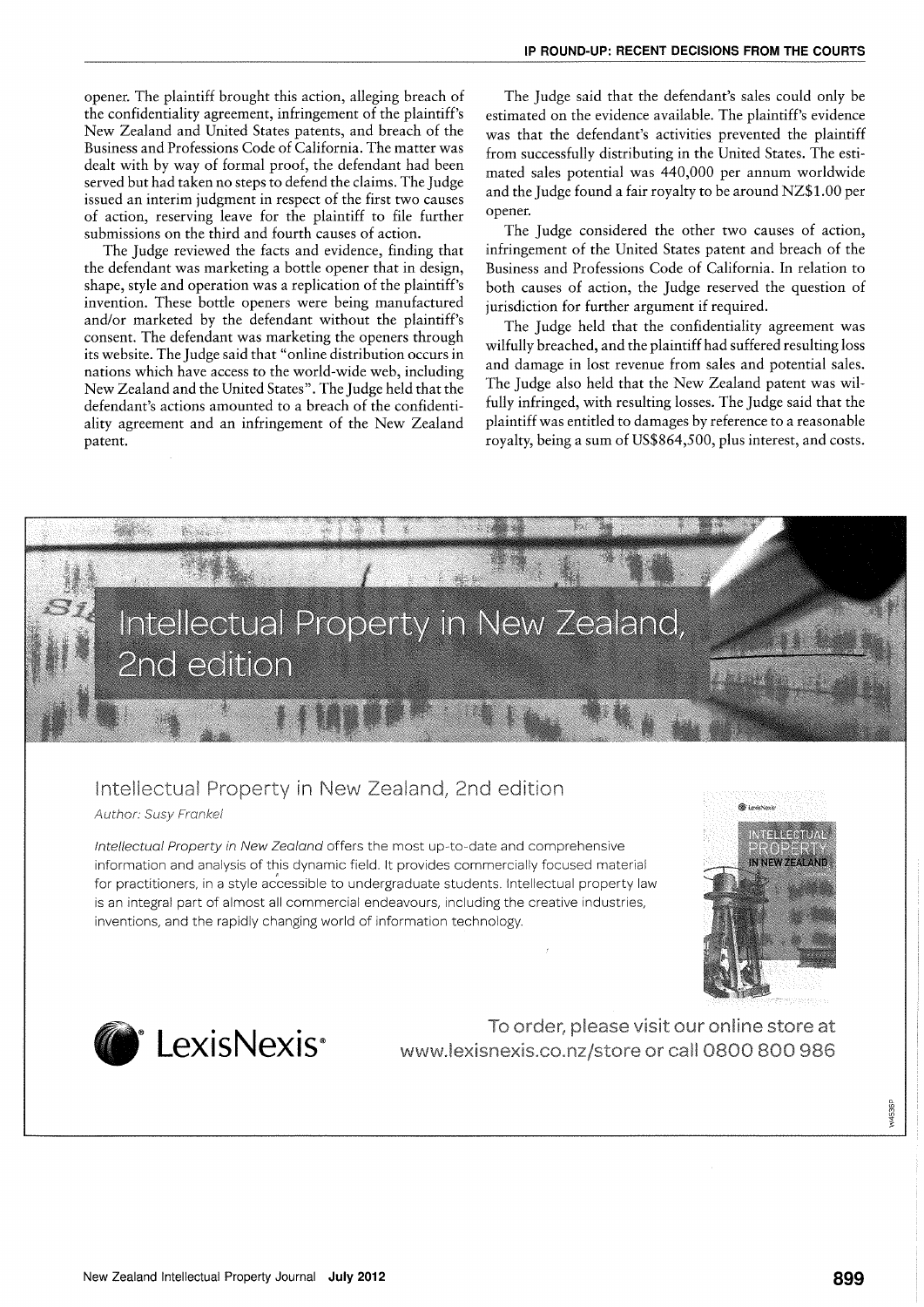opener. The plaintiff brought this action, alleging breach of the confidentiality agreement, infringement of the plaintiff's New Zealand and United States patents, and breach of the Business and Professions Code of California. The matter was dealt with by way of formal proof, the defendant had been served but had taken no steps to defend the claims. The Judge issued an interim judgment in respect of the first two causes of action, reserving leave for the plaintiff to file further submissions on the third and fourth causes of action.

The Judge reviewed the facts and evidence, finding that the defendant was marketing a bottle opener that in design, shape, style and operation was a replication of the plaintiff's invention. These bottle openers were being manufactured and/or marketed by the defendant without the plaintiff's consent. The defendant was marketing the openers through its website. The Judge said that "online distribution occurs in nations which have access to the world-wide web, including New Zealand and the United States". The Judge held that the defendant's actions amounted to a breach of the confidentiality agreement and an infringement of the New Zealand patent.

The Judge said that the defendant's sales could only be estimated on the evidence available. The plaintiff's evidence was that the defendant's activities prevented the plaintiff from successfully distributing in the United States. The estimated sales potential was 440,000 per annum worldwide and the Judge found a fair royalty to be around NZ$1.00 per opener.

The Judge considered the other two causes of action, infringement of the United States patent and breach of the Business and Professions Code of California. In relation to both causes of action, the Judge reserved the question of jurisdiction for further argument if required.

The Judge held that the confidentiality agreement was wilfully breached, and the plaintiff had suffered resulting loss and damage in lost revenue from sales and potential sales. The Judge also held that the New Zealand patent was wilfully infringed, with resulting losses. The Judge said that the plaintiff was entitled to damages by reference to a reasonable royalty, being a sum of US$864,500, plus interest, and costs.

Intellectual Property in New Zealand, 2nd edition

## Intellectual Property in New Zealand, 2nd edition

*Author: Susy Frankel*

*Intellectual Property in New Zealand* offers the most up-to-date and comprehensive information and analysis of this dynamic field. It provides commercially focused material for practitioners, in a style accessible to undergraduate students. Intellectual property law is an integral part of almost all commercial endeavours, including the creative industries, inventions, and the rapidly changing world of information technology.

LexisNexis

To order, please visit our online store at www.lexisnexis.co.nz/store or call 0800 800 986